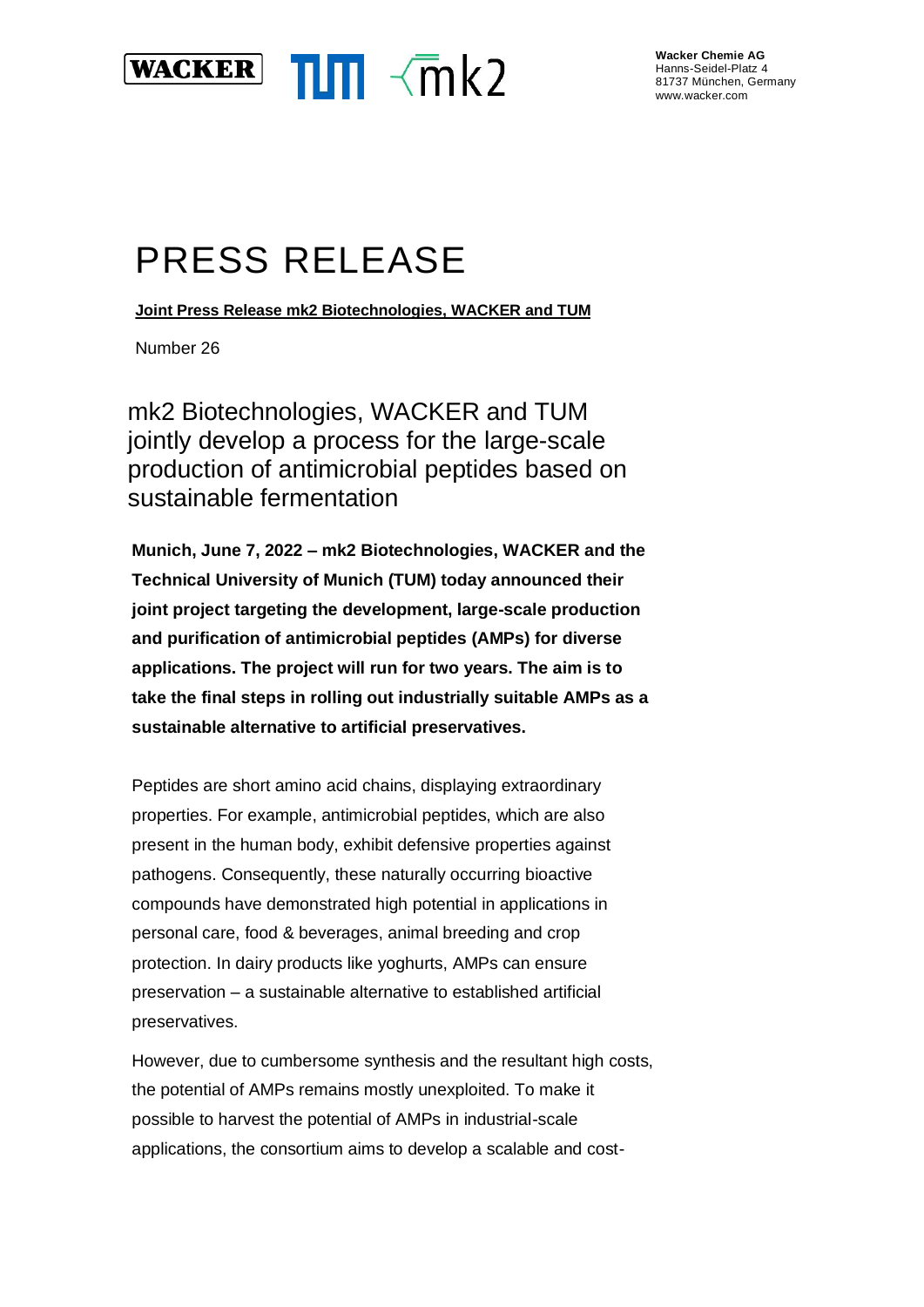Wacker Chemie AG
Hanns-Seidel-Platz 4
81737 München, Germany
www.wacker.com

# PRESS RELEASE

**Joint Press Release mk2 Biotechnologies, WACKER and TUM**

Number 26

## mk2 Biotechnologies, WACKER and TUM jointly develop a process for the large-scale production of antimicrobial peptides based on sustainable fermentation

**Munich, June 7, 2022 – mk2 Biotechnologies, WACKER and the Technical University of Munich (TUM) today announced their joint project targeting the development, large-scale production and purification of antimicrobial peptides (AMPs) for diverse applications. The project will run for two years. The aim is to take the final steps in rolling out industrially suitable AMPs as a sustainable alternative to artificial preservatives.**

Peptides are short amino acid chains, displaying extraordinary properties. For example, antimicrobial peptides, which are also present in the human body, exhibit defensive properties against pathogens. Consequently, these naturally occurring bioactive compounds have demonstrated high potential in applications in personal care, food & beverages, animal breeding and crop protection. In dairy products like yoghurts, AMPs can ensure preservation – a sustainable alternative to established artificial preservatives.

However, due to cumbersome synthesis and the resultant high costs, the potential of AMPs remains mostly unexploited. To make it possible to harvest the potential of AMPs in industrial-scale applications, the consortium aims to develop a scalable and cost-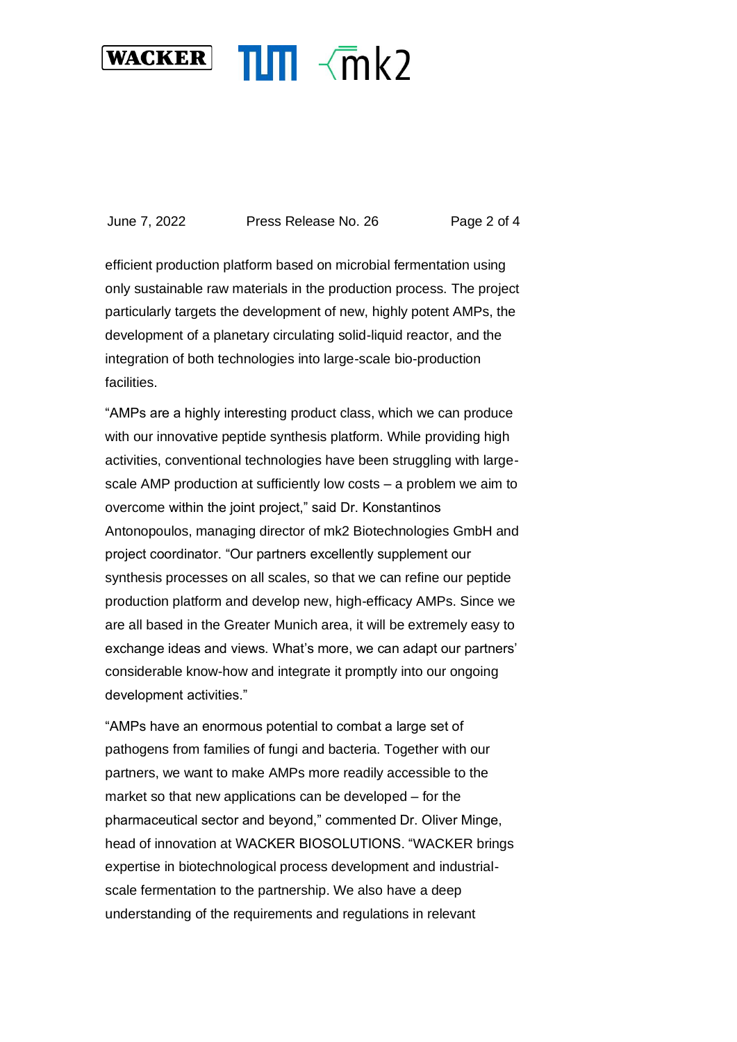efficient production platform based on microbial fermentation using only sustainable raw materials in the production process. The project particularly targets the development of new, highly potent AMPs, the development of a planetary circulating solid-liquid reactor, and the integration of both technologies into large-scale bio-production facilities.

“AMPs are a highly interesting product class, which we can produce with our innovative peptide synthesis platform. While providing high activities, conventional technologies have been struggling with large-scale AMP production at sufficiently low costs – a problem we aim to overcome within the joint project,” said Dr. Konstantinos Antonopoulos, managing director of mk2 Biotechnologies GmbH and project coordinator. “Our partners excellently supplement our synthesis processes on all scales, so that we can refine our peptide production platform and develop new, high-efficacy AMPs. Since we are all based in the Greater Munich area, it will be extremely easy to exchange ideas and views. What’s more, we can adapt our partners’ considerable know-how and integrate it promptly into our ongoing development activities.”

“AMPs have an enormous potential to combat a large set of pathogens from families of fungi and bacteria. Together with our partners, we want to make AMPs more readily accessible to the market so that new applications can be developed – for the pharmaceutical sector and beyond,” commented Dr. Oliver Minge, head of innovation at WACKER BIOSOLUTIONS. “WACKER brings expertise in biotechnological process development and industrial-scale fermentation to the partnership. We also have a deep understanding of the requirements and regulations in relevant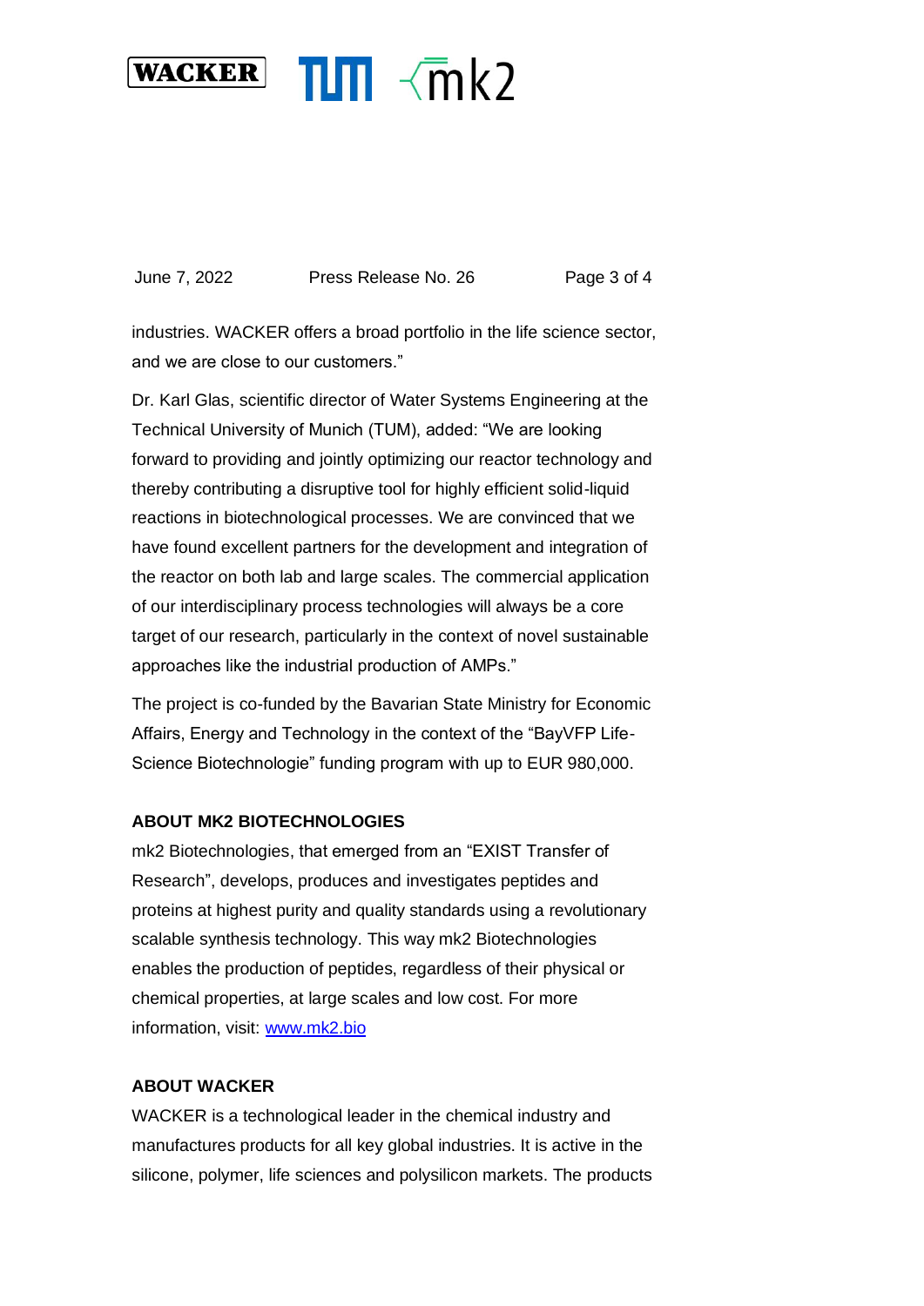industries. WACKER offers a broad portfolio in the life science sector, and we are close to our customers."

Dr. Karl Glas, scientific director of Water Systems Engineering at the Technical University of Munich (TUM), added: "We are looking forward to providing and jointly optimizing our reactor technology and thereby contributing a disruptive tool for highly efficient solid-liquid reactions in biotechnological processes. We are convinced that we have found excellent partners for the development and integration of the reactor on both lab and large scales. The commercial application of our interdisciplinary process technologies will always be a core target of our research, particularly in the context of novel sustainable approaches like the industrial production of AMPs."

The project is co-funded by the Bavarian State Ministry for Economic Affairs, Energy and Technology in the context of the "BayVFP Life-Science Biotechnologie" funding program with up to EUR 980,000.

**ABOUT MK2 BIOTECHNOLOGIES**

mk2 Biotechnologies, that emerged from an "EXIST Transfer of Research", develops, produces and investigates peptides and proteins at highest purity and quality standards using a revolutionary scalable synthesis technology. This way mk2 Biotechnologies enables the production of peptides, regardless of their physical or chemical properties, at large scales and low cost. For more information, visit: [www.mk2.bio](http://www.mk2.bio)

**ABOUT WACKER**

WACKER is a technological leader in the chemical industry and manufactures products for all key global industries. It is active in the silicone, polymer, life sciences and polysilicon markets. The products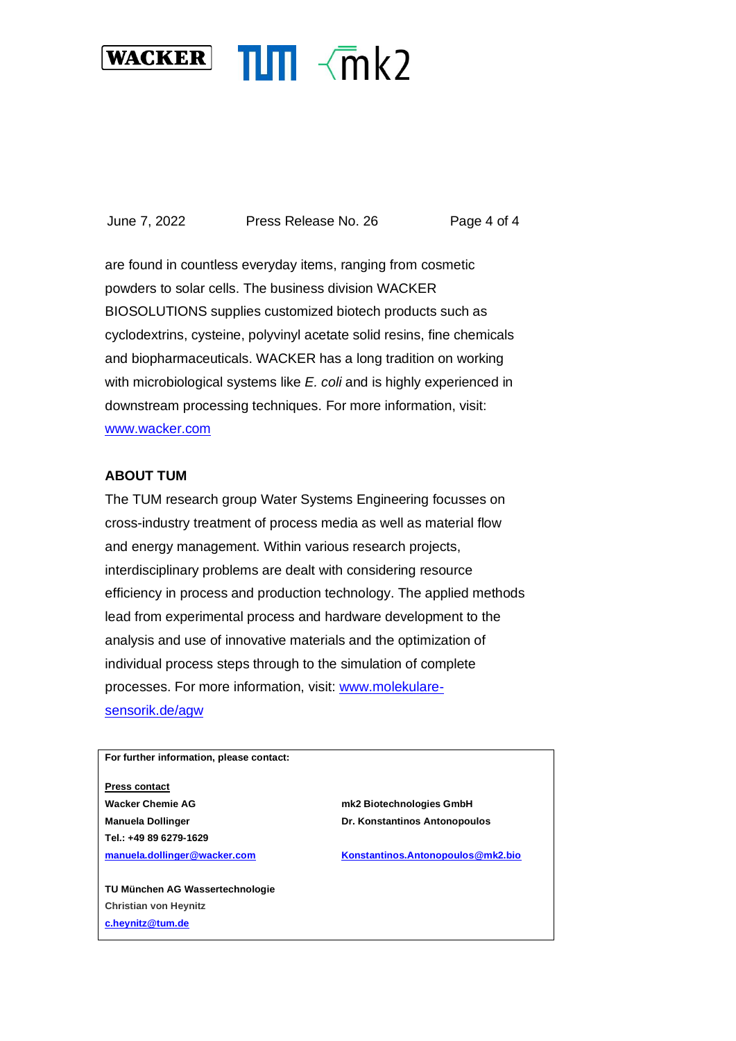are found in countless everyday items, ranging from cosmetic powders to solar cells. The business division WACKER BIOSOLUTIONS supplies customized biotech products such as cyclodextrins, cysteine, polyvinyl acetate solid resins, fine chemicals and biopharmaceuticals. WACKER has a long tradition on working with microbiological systems like *E. coli* and is highly experienced in downstream processing techniques. For more information, visit: [www.wacker.com](http://www.wacker.com)

## ABOUT TUM

The TUM research group Water Systems Engineering focusses on cross-industry treatment of process media as well as material flow and energy management. Within various research projects, interdisciplinary problems are dealt with considering resource efficiency in process and production technology. The applied methods lead from experimental process and hardware development to the analysis and use of innovative materials and the optimization of individual process steps through to the simulation of complete processes. For more information, visit: [www.molekulare-sensorik.de/agw](http://www.molekulare-sensorik.de/agw)

**For further information, please contact:**

**Press contact**

**Wacker Chemie AG**
**Manuela Dollinger**
**Tel.: +49 89 6279-1629**
**manuela.dollinger@wacker.com**

**mk2 Biotechnologies GmbH**
**Dr. Konstantinos Antonopoulos**
**Konstantinos.Antonopoulos@mk2.bio**

**TU München AG Wassertechnologie**
**Christian von Heynitz**
**c.heynitz@tum.de**